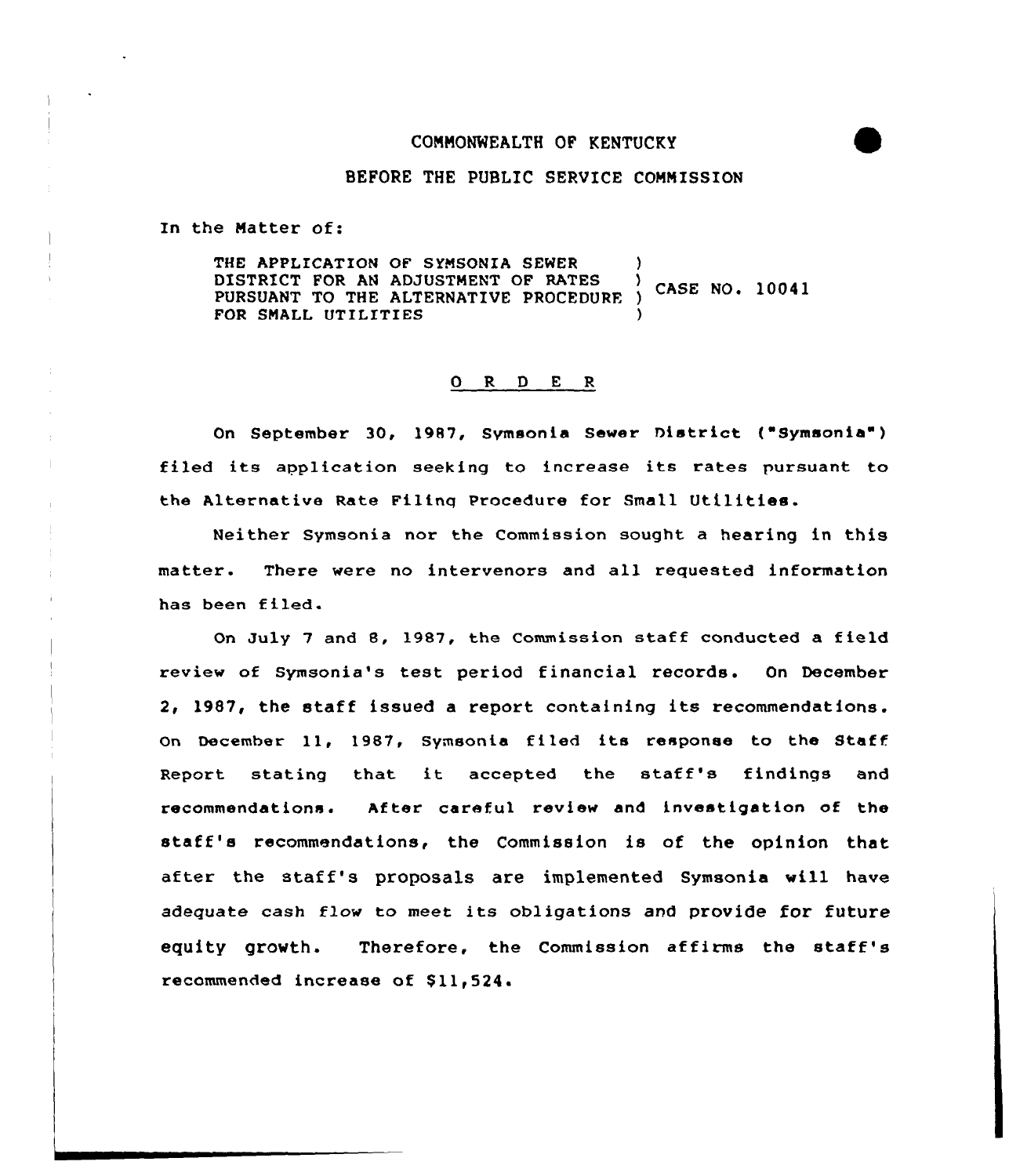COMMONWEALTH OF KENTUCKY

BEFORE THE PUBLIC SERVICE COMMISSION

In the Matter of:

| | | |
|---|---|---|
| THE APPLICATION OF SYMSONIA SEWER DISTRICT FOR AN ADJUSTMENT OF RATES PURSUANT TO THE ALTERNATIVE PROCEDURE FOR SMALL UTILITIES | ) ) ) ) | CASE NO. 10041 |

## O R D E R

On September 30, 1987, Symsonia Sewer District ("Symsonia") filed its application seeking to increase its rates pursuant to the Alternative Rate Filing Procedure for Small Utilities.

Neither Symsonia nor the Commission sought a hearing in this matter. There were no intervenors and all requested information has been filed.

On July 7 and 8, 1987, the Commission staff conducted a field review of Symsonia's test period financial records. On December 2, 1987, the staff issued a report containing its recommendations. On December 11, 1987, Symsonia filed its response to the Staff Report stating that it accepted the staff's findings and recommendations. After careful review and investigation of the staff's recommendations, the Commission is of the opinion that after the staff's proposals are implemented Symsonia will have adequate cash flow to meet its obligations and provide for future equity growth. Therefore, the Commission affirms the staff's recommended increase of $11,524.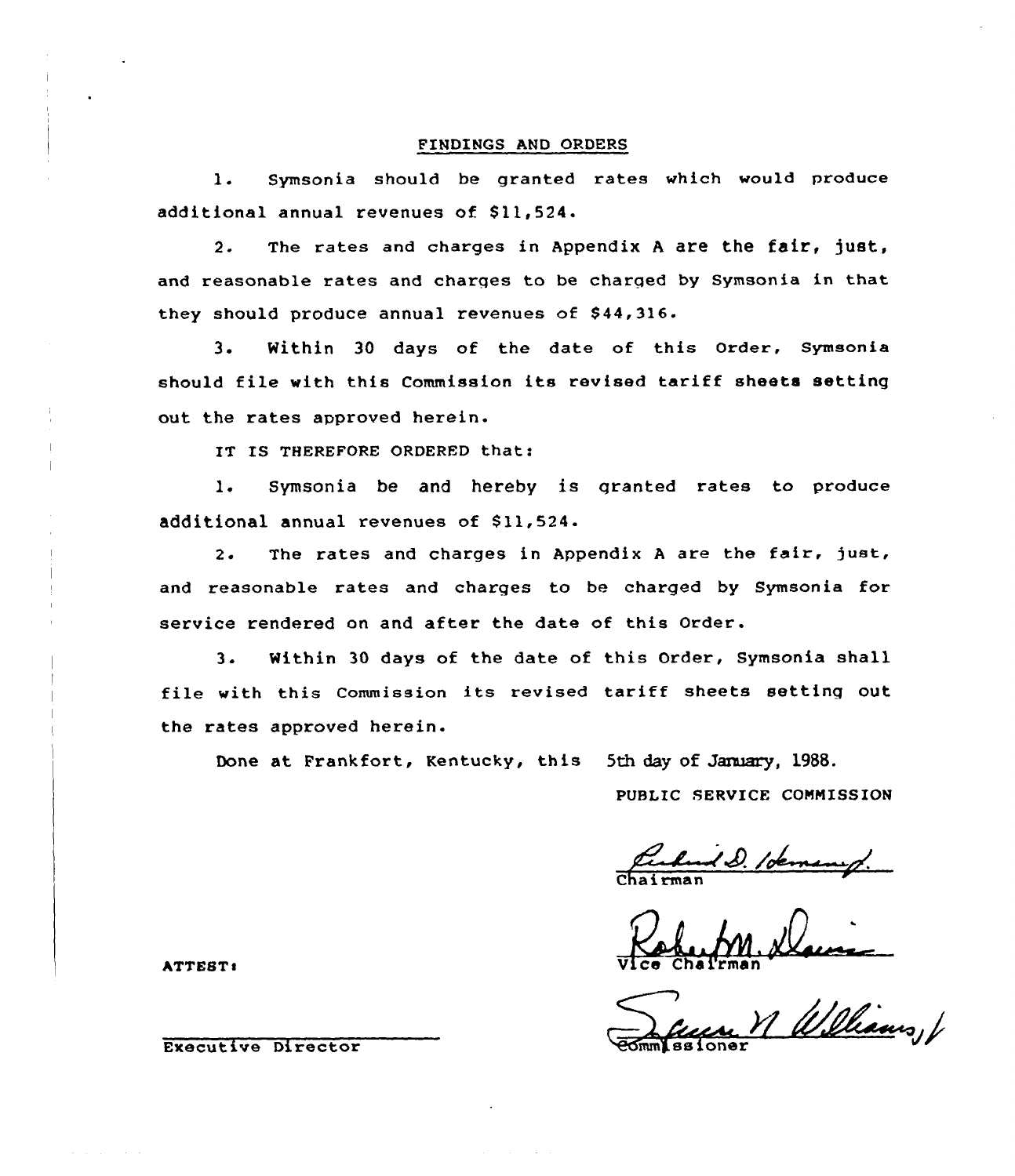## FINDINGS AND ORDERS

1. Symsonia should be granted rates which would produce additional annual revenues of $11,524.

2. The rates and charges in Appendix A are the fair, just, and reasonable rates and charges to be charged by Symsonia in that they should produce annual revenues of $44,316.

3. Within 30 days of the date of this Order, Symsonia should file with this Commission its revised tariff sheets setting out the rates approved herein.

IT IS THEREFORE ORDERED that:

1. Symsonia be and hereby is granted rates to produce additional annual revenues of $11,524.

2. The rates and charges in Appendix A are the fair, just, and reasonable rates and charges to be charged by Symsonia for service rendered on and after the date of this Order.

3. Within 30 days of the date of this Order, Symsonia shall file with this Commission its revised tariff sheets setting out the rates approved herein.

Done at Frankfort, Kentucky, this 5th day of January, 1988.

PUBLIC SERVICE COMMISSION

Chairman

Vice Chairman

Commissioner

ATTEST:

Executive Director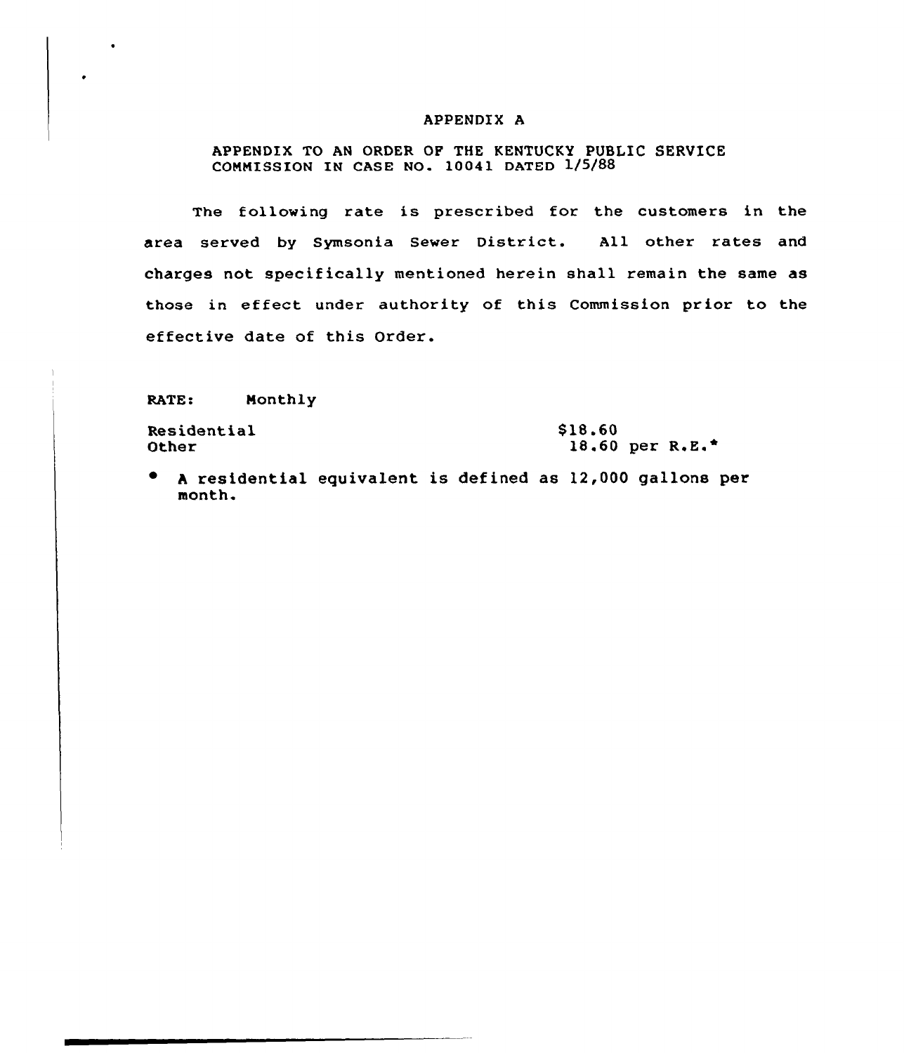# APPENDIX A

APPENDIX TO AN ORDER OF THE KENTUCKY PUBLIC SERVICE COMMISSION IN CASE NO. 10041 DATED 1/5/88

The following rate is prescribed for the customers in the area served by Symsonia Sewer District. All other rates and charges not specifically mentioned herein shall remain the same as those in effect under authority of this Commission prior to the effective date of this Order.

RATE: Monthly

| | |
|---|---|
| Residential | $18.60 |
| Other | 18.60 per R.E.* |

* A residential equivalent is defined as 12,000 gallons per month.